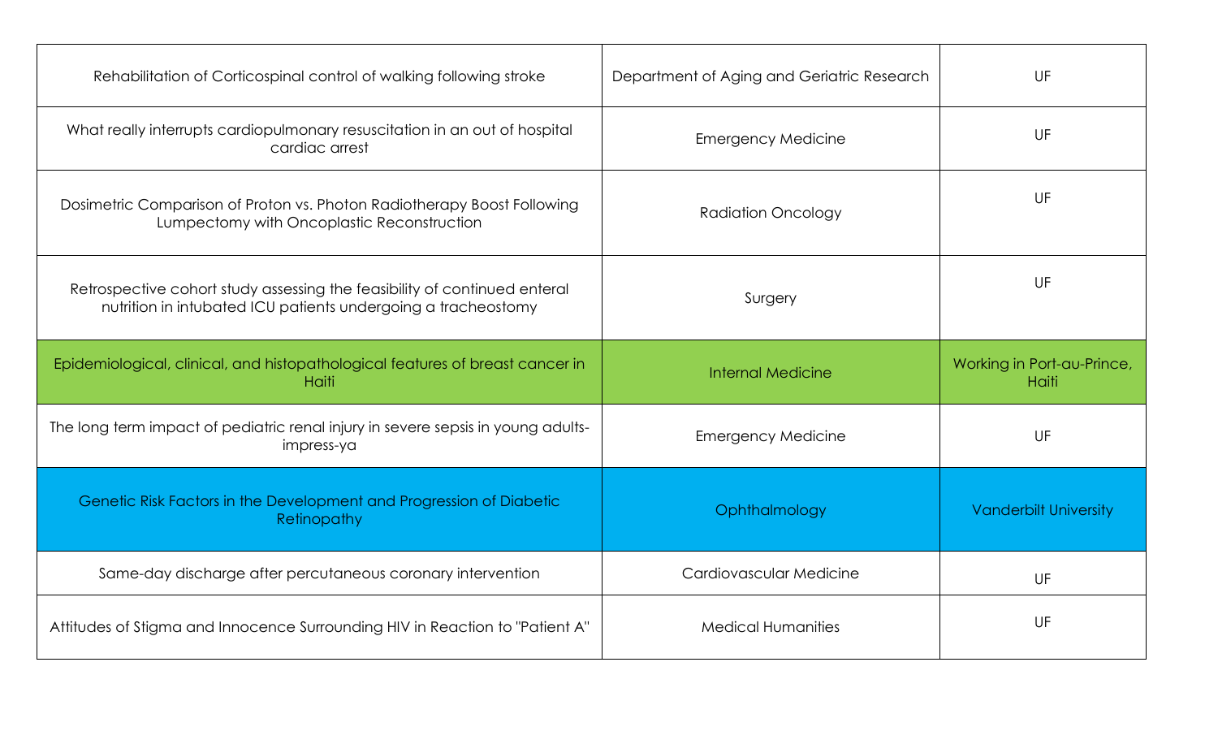| | | |
|---|---|---|
| Rehabilitation of Corticospinal control of walking following stroke | Department of Aging and Geriatric Research | UF |
| What really interrupts cardiopulmonary resuscitation in an out of hospital cardiac arrest | Emergency Medicine | UF |
| Dosimetric Comparison of Proton vs. Photon Radiotherapy Boost Following Lumpectomy with Oncoplastic Reconstruction | Radiation Oncology | UF |
| Retrospective cohort study assessing the feasibility of continued enteral nutrition in intubated ICU patients undergoing a tracheostomy | Surgery | UF |
| Epidemiological, clinical, and histopathological features of breast cancer in Haiti | Internal Medicine | Working in Port-au-Prince, Haiti |
| The long term impact of pediatric renal injury in severe sepsis in young adults- impress-ya | Emergency Medicine | UF |
| Genetic Risk Factors in the Development and Progression of Diabetic Retinopathy | Ophthalmology | Vanderbilt University |
| Same-day discharge after percutaneous coronary intervention | Cardiovascular Medicine | UF |
| Attitudes of Stigma and Innocence Surrounding HIV in Reaction to "Patient A" | Medical Humanities | UF |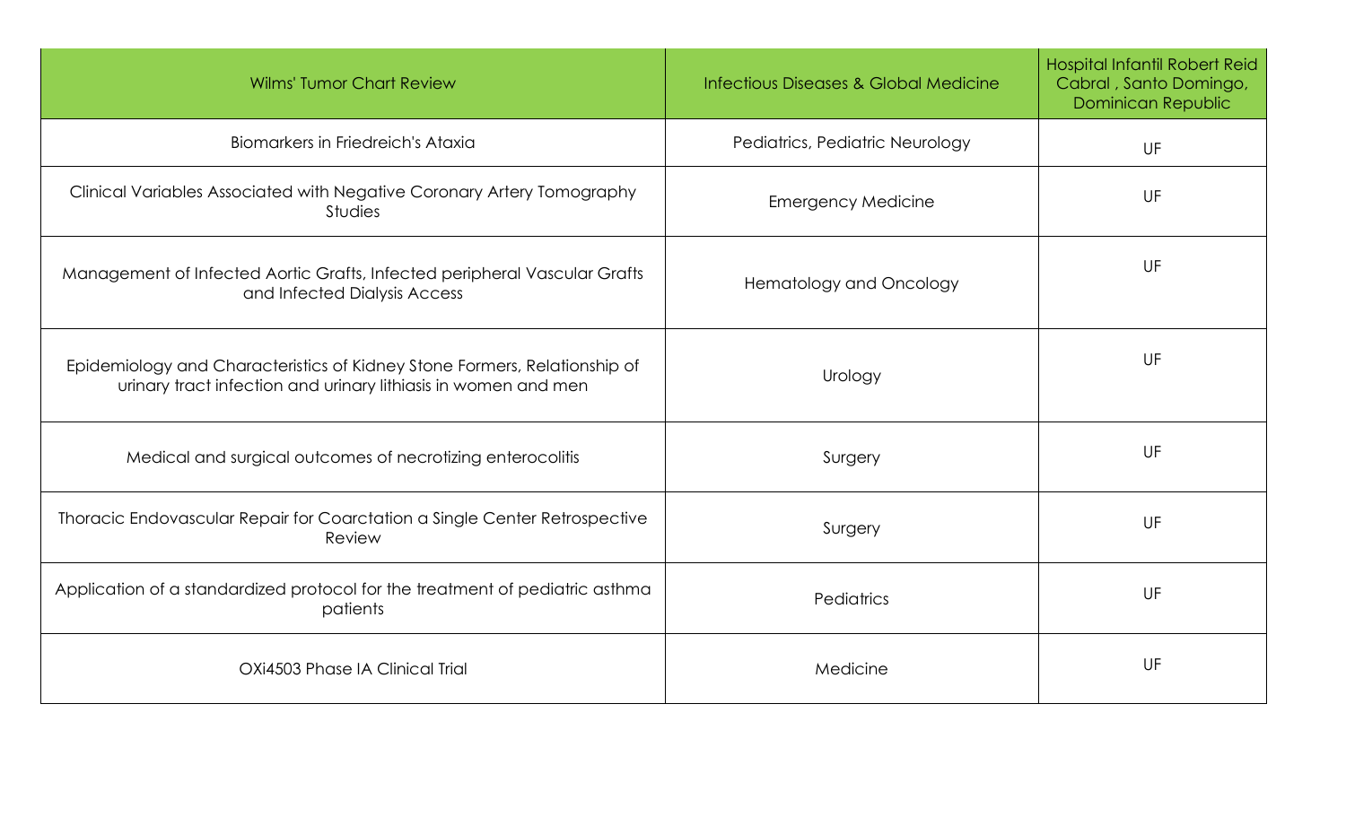| Wilms' Tumor Chart Review | Infectious Diseases & Global Medicine | Hospital Infantil Robert Reid Cabral , Santo Domingo, Dominican Republic |
| --- | --- | --- |
| Biomarkers in Friedreich's Ataxia | Pediatrics, Pediatric Neurology | UF |
| Clinical Variables Associated with Negative Coronary Artery Tomography Studies | Emergency Medicine | UF |
| Management of Infected Aortic Grafts, Infected peripheral Vascular Grafts and Infected Dialysis Access | Hematology and Oncology | UF |
| Epidemiology and Characteristics of Kidney Stone Formers, Relationship of urinary tract infection and urinary lithiasis in women and men | Urology | UF |
| Medical and surgical outcomes of necrotizing enterocolitis | Surgery | UF |
| Thoracic Endovascular Repair for Coarctation a Single Center Retrospective Review | Surgery | UF |
| Application of a standardized protocol for the treatment of pediatric asthma patients | Pediatrics | UF |
| OXi4503 Phase IA Clinical Trial | Medicine | UF |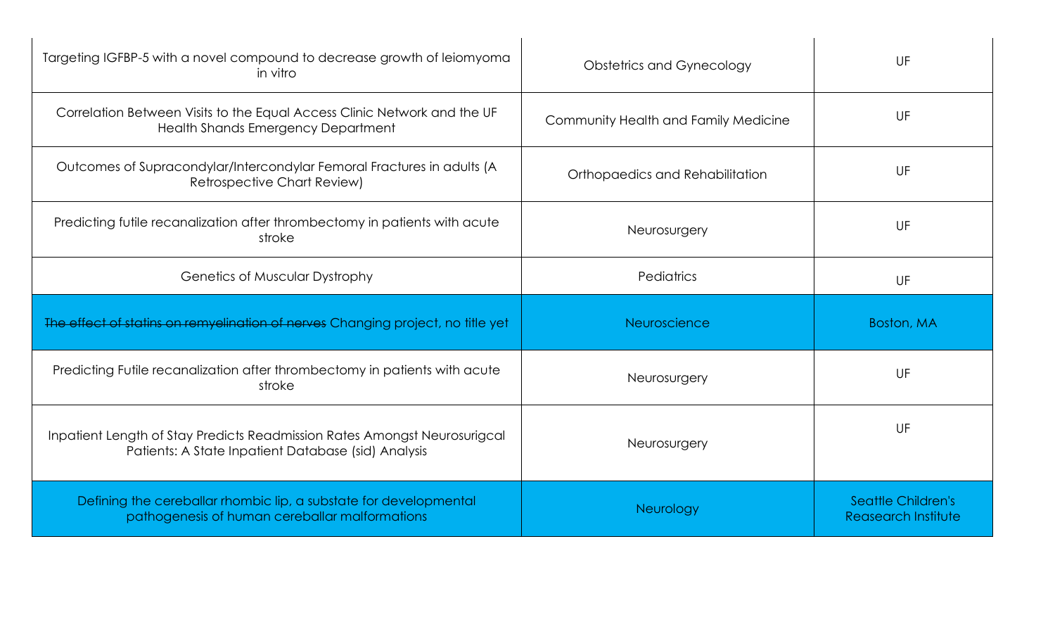| | | |
|---|---|---|
| Targeting IGFBP-5 with a novel compound to decrease growth of leiomyoma in vitro | Obstetrics and Gynecology | UF |
| Correlation Between Visits to the Equal Access Clinic Network and the UF Health Shands Emergency Department | Community Health and Family Medicine | UF |
| Outcomes of Supracondylar/Intercondylar Femoral Fractures in adults (A Retrospective Chart Review) | Orthopaedics and Rehabilitation | UF |
| Predicting futile recanalization after thrombectomy in patients with acute stroke | Neurosurgery | UF |
| Genetics of Muscular Dystrophy | Pediatrics | UF |
| ~~The effect of statins on remyelination of nerves~~ Changing project, no title yet | Neuroscience | Boston, MA |
| Predicting Futile recanalization after thrombectomy in patients with acute stroke | Neurosurgery | UF |
| Inpatient Length of Stay Predicts Readmission Rates Amongst Neurosurigcal Patients: A State Inpatient Database (sid) Analysis | Neurosurgery | UF |
| Defining the cereballar rhombic lip, a substate for developmental pathogenesis of human cereballar malformations | Neurology | Seattle Children's Reasearch Institute |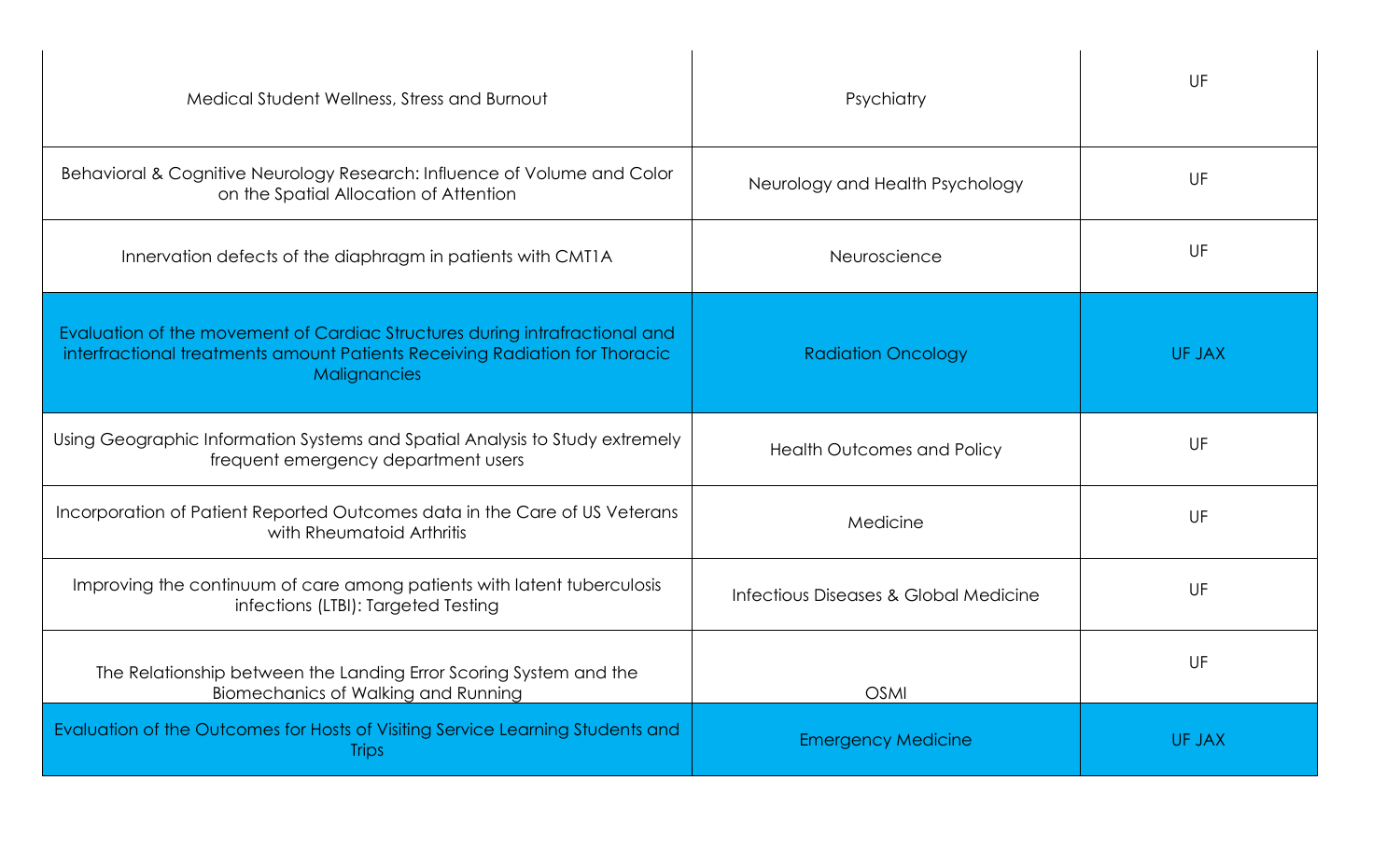| | | |
|---|---|---|
| Medical Student Wellness, Stress and Burnout | Psychiatry | UF |
| Behavioral & Cognitive Neurology Research: Influence of Volume and Color on the Spatial Allocation of Attention | Neurology and Health Psychology | UF |
| Innervation defects of the diaphragm in patients with CMT1A | Neuroscience | UF |
| Evaluation of the movement of Cardiac Structures during intrafractional and interfractional treatments amount Patients Receiving Radiation for Thoracic Malignancies | Radiation Oncology | UF JAX |
| Using Geographic Information Systems and Spatial Analysis to Study extremely frequent emergency department users | Health Outcomes and Policy | UF |
| Incorporation of Patient Reported Outcomes data in the Care of US Veterans with Rheumatoid Arthritis | Medicine | UF |
| Improving the continuum of care among patients with latent tuberculosis infections (LTBI): Targeted Testing | Infectious Diseases & Global Medicine | UF |
| The Relationship between the Landing Error Scoring System and the Biomechanics of Walking and Running | OSMI | UF |
| Evaluation of the Outcomes for Hosts of Visiting Service Learning Students and Trips | Emergency Medicine | UF JAX |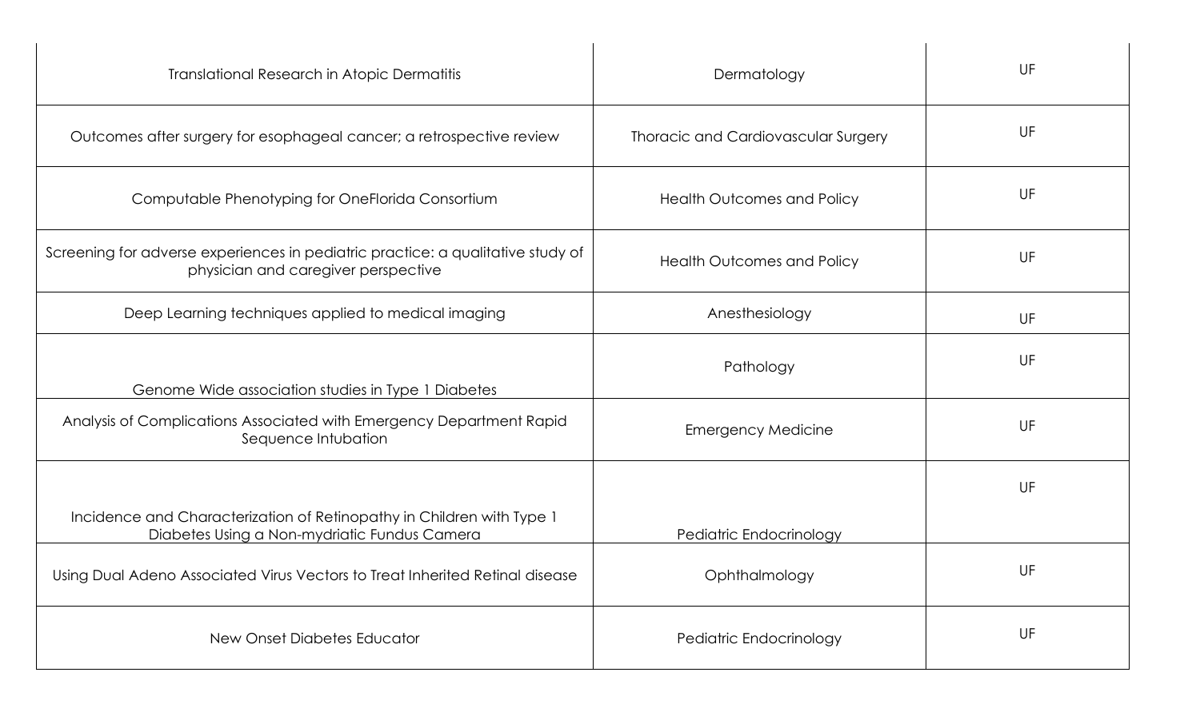| | | |
|---|---|---|
| Translational Research in Atopic Dermatitis | Dermatology | UF |
| Outcomes after surgery for esophageal cancer; a retrospective review | Thoracic and Cardiovascular Surgery | UF |
| Computable Phenotyping for OneFlorida Consortium | Health Outcomes and Policy | UF |
| Screening for adverse experiences in pediatric practice: a qualitative study of physician and caregiver perspective | Health Outcomes and Policy | UF |
| Deep Learning techniques applied to medical imaging | Anesthesiology | UF |
| Genome Wide association studies in Type 1 Diabetes | Pathology | UF |
| Analysis of Complications Associated with Emergency Department Rapid Sequence Intubation | Emergency Medicine | UF |
| Incidence and Characterization of Retinopathy in Children with Type 1 Diabetes Using a Non-mydriatic Fundus Camera | Pediatric Endocrinology | UF |
| Using Dual Adeno Associated Virus Vectors to Treat Inherited Retinal disease | Ophthalmology | UF |
| New Onset Diabetes Educator | Pediatric Endocrinology | UF |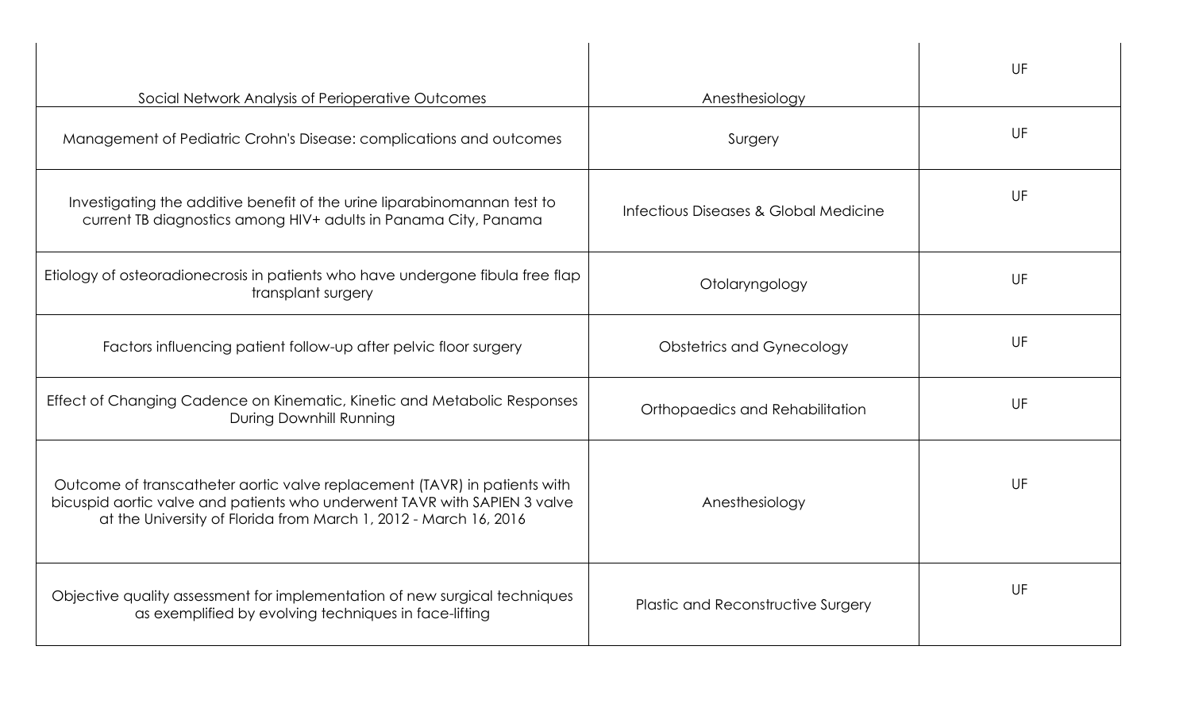| | | |
|---|---|---|
| Social Network Analysis of Perioperative Outcomes | Anesthesiology | UF |
| Management of Pediatric Crohn's Disease: complications and outcomes | Surgery | UF |
| Investigating the additive benefit of the urine liparabinomannan test to current TB diagnostics among HIV+ adults in Panama City, Panama | Infectious Diseases & Global Medicine | UF |
| Etiology of osteoradionecrosis in patients who have undergone fibula free flap transplant surgery | Otolaryngology | UF |
| Factors influencing patient follow-up after pelvic floor surgery | Obstetrics and Gynecology | UF |
| Effect of Changing Cadence on Kinematic, Kinetic and Metabolic Responses During Downhill Running | Orthopaedics and Rehabilitation | UF |
| Outcome of transcatheter aortic valve replacement (TAVR) in patients with bicuspid aortic valve and patients who underwent TAVR with SAPIEN 3 valve at the University of Florida from March 1, 2012 - March 16, 2016 | Anesthesiology | UF |
| Objective quality assessment for implementation of new surgical techniques as exemplified by evolving techniques in face-lifting | Plastic and Reconstructive Surgery | UF |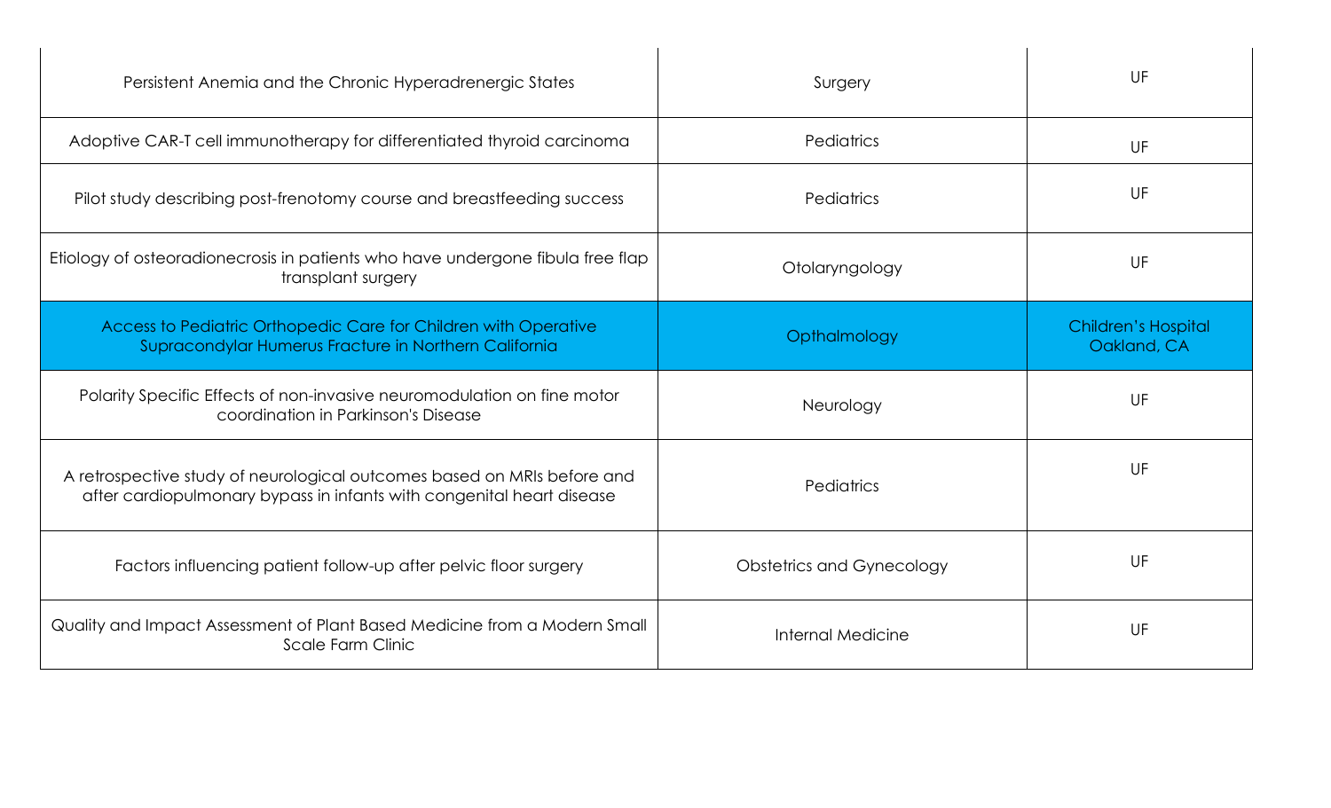| | | |
|---|---|---|
| Persistent Anemia and the Chronic Hyperadrenergic States | Surgery | UF |
| Adoptive CAR-T cell immunotherapy for differentiated thyroid carcinoma | Pediatrics | UF |
| Pilot study describing post-frenotomy course and breastfeeding success | Pediatrics | UF |
| Etiology of osteoradionecrosis in patients who have undergone fibula free flap transplant surgery | Otolaryngology | UF |
| Access to Pediatric Orthopedic Care for Children with Operative Supracondylar Humerus Fracture in Northern California | Opthalmology | Children's Hospital Oakland, CA |
| Polarity Specific Effects of non-invasive neuromodulation on fine motor coordination in Parkinson's Disease | Neurology | UF |
| A retrospective study of neurological outcomes based on MRIs before and after cardiopulmonary bypass in infants with congenital heart disease | Pediatrics | UF |
| Factors influencing patient follow-up after pelvic floor surgery | Obstetrics and Gynecology | UF |
| Quality and Impact Assessment of Plant Based Medicine from a Modern Small Scale Farm Clinic | Internal Medicine | UF |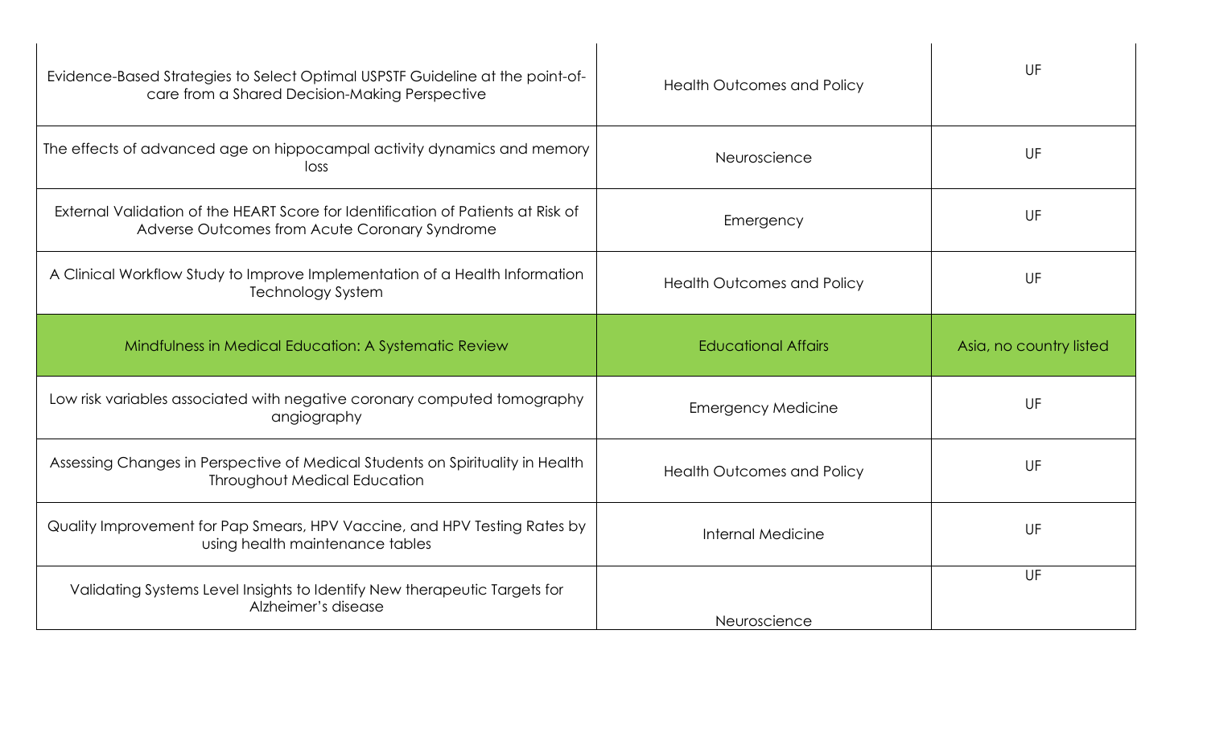| | | |
|---|---|---|
| Evidence-Based Strategies to Select Optimal USPSTF Guideline at the point-of-care from a Shared Decision-Making Perspective | Health Outcomes and Policy | UF |
| The effects of advanced age on hippocampal activity dynamics and memory loss | Neuroscience | UF |
| External Validation of the HEART Score for Identification of Patients at Risk of Adverse Outcomes from Acute Coronary Syndrome | Emergency | UF |
| A Clinical Workflow Study to Improve Implementation of a Health Information Technology System | Health Outcomes and Policy | UF |
| Mindfulness in Medical Education: A Systematic Review | Educational Affairs | Asia, no country listed |
| Low risk variables associated with negative coronary computed tomography angiography | Emergency Medicine | UF |
| Assessing Changes in Perspective of Medical Students on Spirituality in Health Throughout Medical Education | Health Outcomes and Policy | UF |
| Quality Improvement for Pap Smears, HPV Vaccine, and HPV Testing Rates by using health maintenance tables | Internal Medicine | UF |
| Validating Systems Level Insights to Identify New therapeutic Targets for Alzheimer's disease | Neuroscience | UF |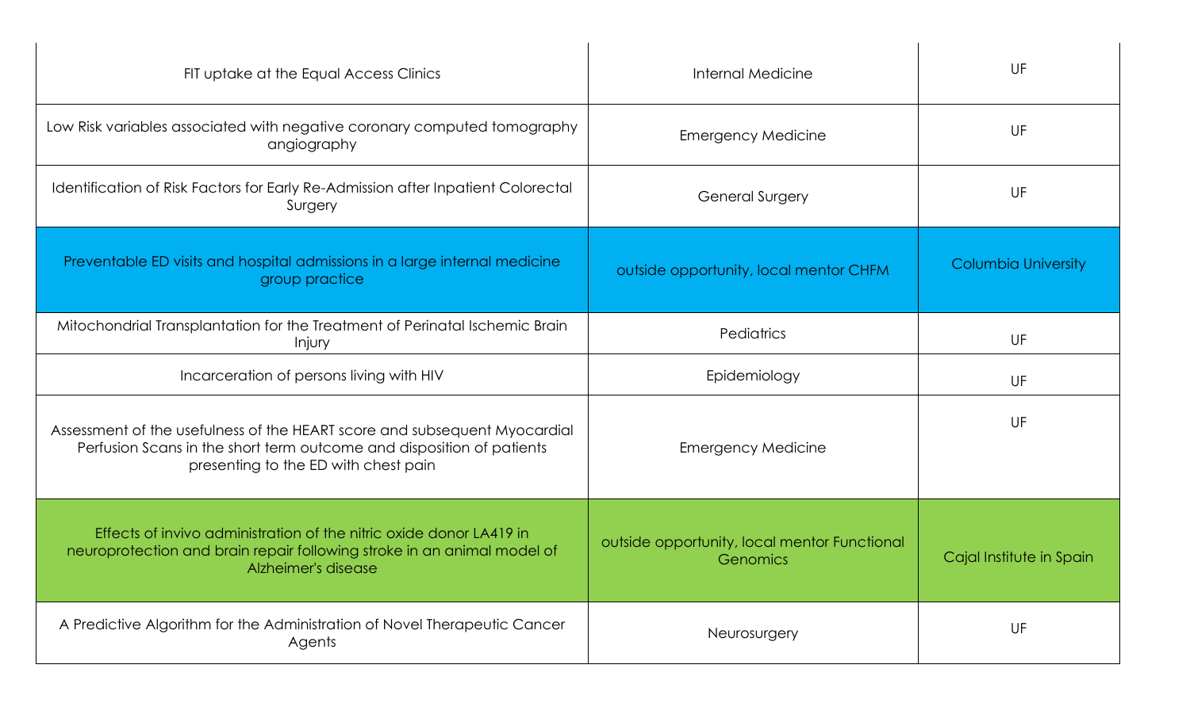| | | |
|---|---|---|
| FIT uptake at the Equal Access Clinics | Internal Medicine | UF |
| Low Risk variables associated with negative coronary computed tomography angiography | Emergency Medicine | UF |
| Identification of Risk Factors for Early Re-Admission after Inpatient Colorectal Surgery | General Surgery | UF |
| Preventable ED visits and hospital admissions in a large internal medicine group practice | outside opportunity, local mentor CHFM | Columbia University |
| Mitochondrial Transplantation for the Treatment of Perinatal Ischemic Brain Injury | Pediatrics | UF |
| Incarceration of persons living with HIV | Epidemiology | UF |
| Assessment of the usefulness of the HEART score and subsequent Myocardial Perfusion Scans in the short term outcome and disposition of patients presenting to the ED with chest pain | Emergency Medicine | UF |
| Effects of invivo administration of the nitric oxide donor LA419 in neuroprotection and brain repair following stroke in an animal model of Alzheimer's disease | outside opportunity, local mentor Functional Genomics | Cajal Institute in Spain |
| A Predictive Algorithm for the Administration of Novel Therapeutic Cancer Agents | Neurosurgery | UF |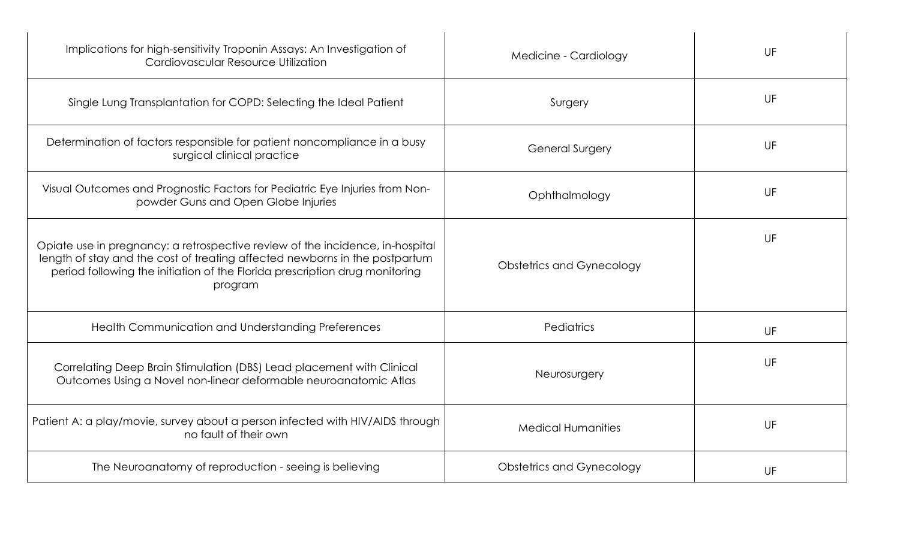| | | |
|---|---|---|
| Implications for high-sensitivity Troponin Assays: An Investigation of Cardiovascular Resource Utilization | Medicine - Cardiology | UF |
| Single Lung Transplantation for COPD: Selecting the Ideal Patient | Surgery | UF |
| Determination of factors responsible for patient noncompliance in a busy surgical clinical practice | General Surgery | UF |
| Visual Outcomes and Prognostic Factors for Pediatric Eye Injuries from Non-powder Guns and Open Globe Injuries | Ophthalmology | UF |
| Opiate use in pregnancy: a retrospective review of the incidence, in-hospital length of stay and the cost of treating affected newborns in the postpartum period following the initiation of the Florida prescription drug monitoring program | Obstetrics and Gynecology | UF |
| Health Communication and Understanding Preferences | Pediatrics | UF |
| Correlating Deep Brain Stimulation (DBS) Lead placement with Clinical Outcomes Using a Novel non-linear deformable neuroanatomic Atlas | Neurosurgery | UF |
| Patient A: a play/movie, survey about a person infected with HIV/AIDS through no fault of their own | Medical Humanities | UF |
| The Neuroanatomy of reproduction - seeing is believing | Obstetrics and Gynecology | UF |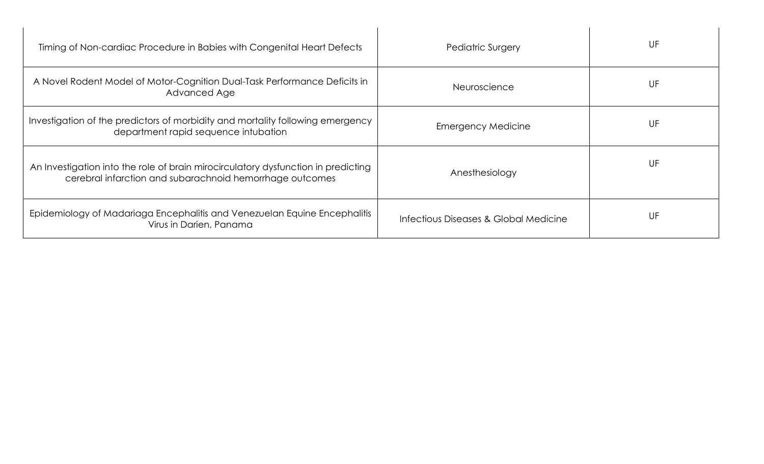| | | |
|---|---|---|
| Timing of Non-cardiac Procedure in Babies with Congenital Heart Defects | Pediatric Surgery | UF |
| A Novel Rodent Model of Motor-Cognition Dual-Task Performance Deficits in Advanced Age | Neuroscience | UF |
| Investigation of the predictors of morbidity and mortality following emergency department rapid sequence intubation | Emergency Medicine | UF |
| An Investigation into the role of brain mirocirculatory dysfunction in predicting cerebral infarction and subarachnoid hemorrhage outcomes | Anesthesiology | UF |
| Epidemiology of Madariaga Encephalitis and Venezuelan Equine Encephalitis Virus in Darien, Panama | Infectious Diseases & Global Medicine | UF |